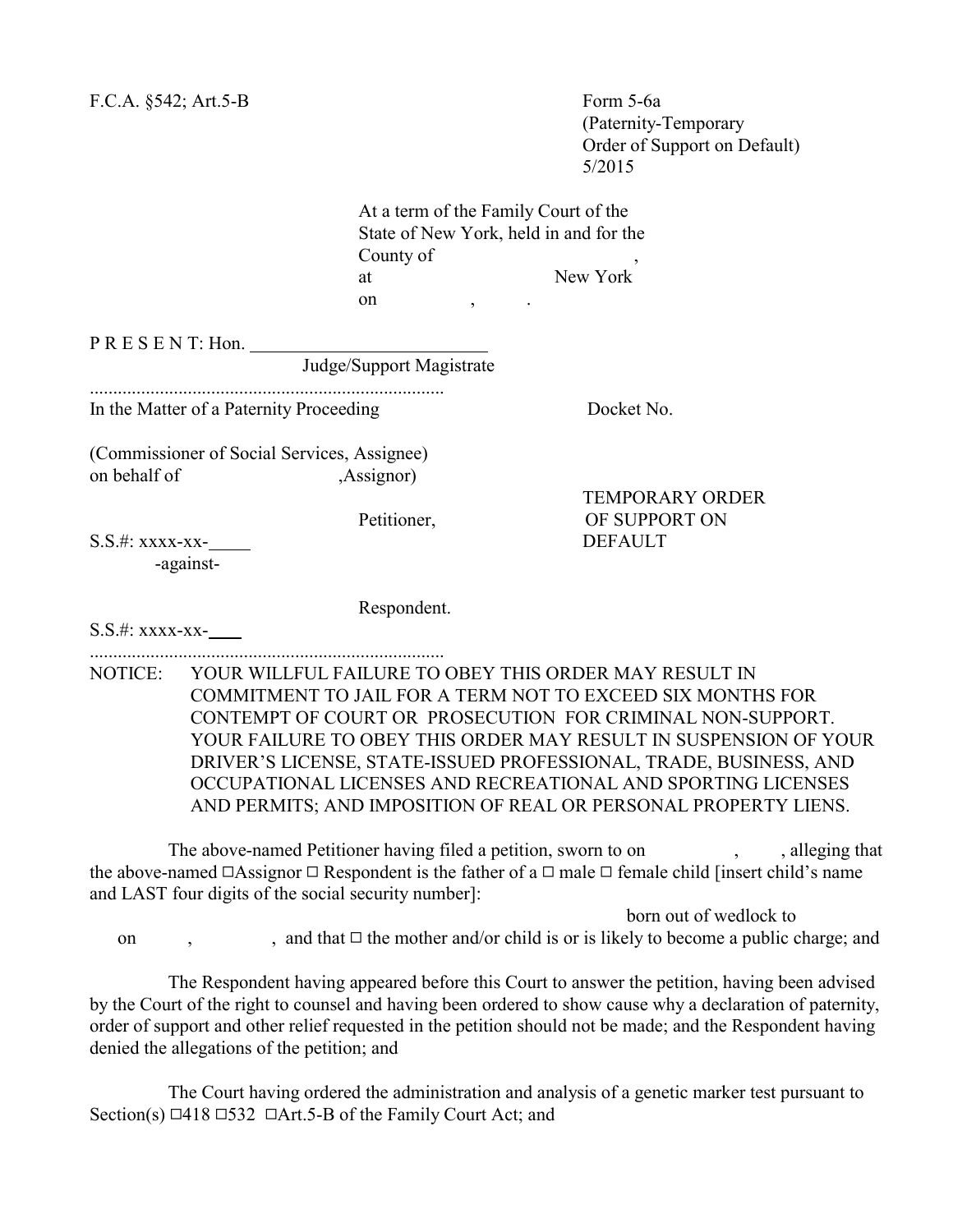F.C.A. §542; Art.5-B

Form 5-6a
(Paternity-Temporary
Order of Support on Default)
5/2015

At a term of the Family Court of the State of New York, held in and for the County of ,
at New York
on , .

P R E S E N T: Hon. ___________________________
Judge/Support Magistrate

............................................................................

In the Matter of a Paternity Proceeding

Docket No.

(Commissioner of Social Services, Assignee)
on behalf of ,Assignor)

Petitioner,

S.S.#: xxxx-xx-_____

-against-

Respondent.

S.S.#: xxxx-xx-____

............................................................................

**TEMPORARY ORDER OF SUPPORT ON DEFAULT**

NOTICE: YOUR WILLFUL FAILURE TO OBEY THIS ORDER MAY RESULT IN COMMITMENT TO JAIL FOR A TERM NOT TO EXCEED SIX MONTHS FOR CONTEMPT OF COURT OR PROSECUTION FOR CRIMINAL NON-SUPPORT. YOUR FAILURE TO OBEY THIS ORDER MAY RESULT IN SUSPENSION OF YOUR DRIVER'S LICENSE, STATE-ISSUED PROFESSIONAL, TRADE, BUSINESS, AND OCCUPATIONAL LICENSES AND RECREATIONAL AND SPORTING LICENSES AND PERMITS; AND IMPOSITION OF REAL OR PERSONAL PROPERTY LIENS.

The above-named Petitioner having filed a petition, sworn to on , , alleging that the above-named ☐Assignor ☐ Respondent is the father of a ☐ male ☐ female child [insert child's name and LAST four digits of the social security number]:

born out of wedlock to on , , and that ☐ the mother and/or child is or is likely to become a public charge; and

The Respondent having appeared before this Court to answer the petition, having been advised by the Court of the right to counsel and having been ordered to show cause why a declaration of paternity, order of support and other relief requested in the petition should not be made; and the Respondent having denied the allegations of the petition; and

The Court having ordered the administration and analysis of a genetic marker test pursuant to Section(s) ☐418 ☐532 ☐Art.5-B of the Family Court Act; and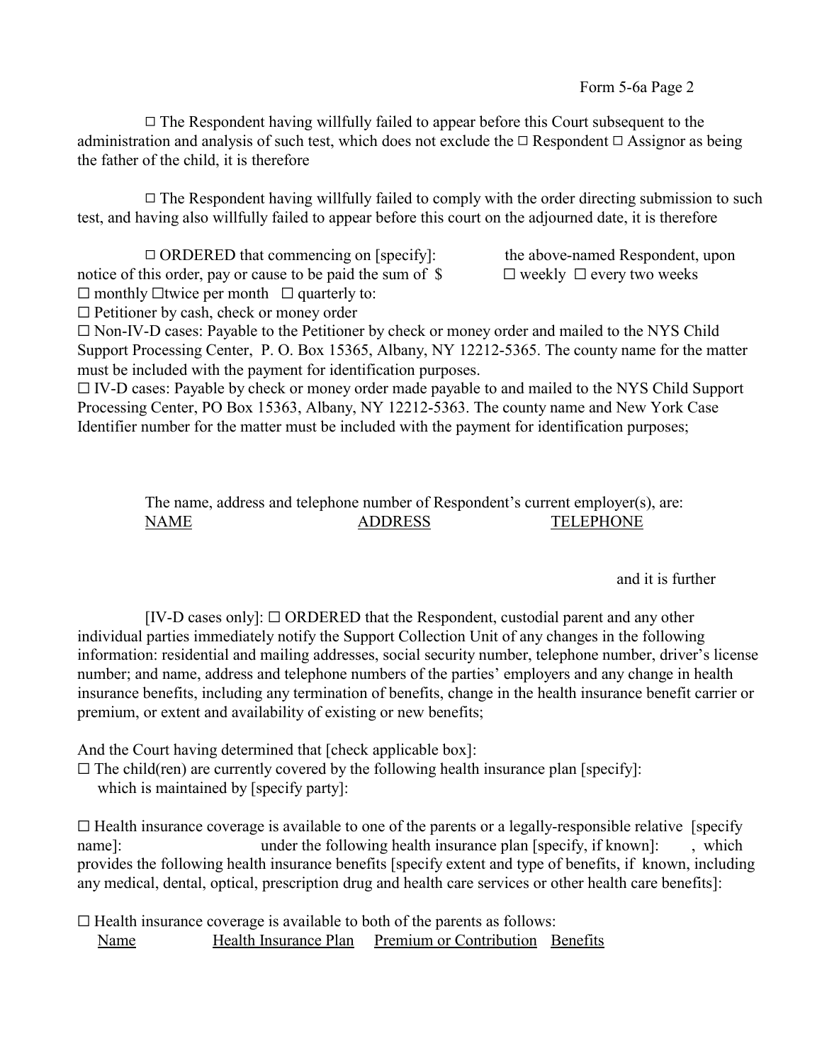☐ The Respondent having willfully failed to appear before this Court subsequent to the administration and analysis of such test, which does not exclude the ☐ Respondent ☐ Assignor as being the father of the child, it is therefore

☐ The Respondent having willfully failed to comply with the order directing submission to such test, and having also willfully failed to appear before this court on the adjourned date, it is therefore

☐ ORDERED that commencing on [specify]: the above-named Respondent, upon notice of this order, pay or cause to be paid the sum of $ ☐ weekly ☐ every two weeks ☐ monthly ☐twice per month ☐ quarterly to:

☐ Petitioner by cash, check or money order

☐ Non-IV-D cases: Payable to the Petitioner by check or money order and mailed to the NYS Child Support Processing Center, P. O. Box 15365, Albany, NY 12212-5365. The county name for the matter must be included with the payment for identification purposes.

☐ IV-D cases: Payable by check or money order made payable to and mailed to the NYS Child Support Processing Center, PO Box 15363, Albany, NY 12212-5363. The county name and New York Case Identifier number for the matter must be included with the payment for identification purposes;

The name, address and telephone number of Respondent's current employer(s), are:

| NAME | ADDRESS | TELEPHONE |
|---|---|---|

and it is further

[IV-D cases only]: ☐ ORDERED that the Respondent, custodial parent and any other individual parties immediately notify the Support Collection Unit of any changes in the following information: residential and mailing addresses, social security number, telephone number, driver's license number; and name, address and telephone numbers of the parties' employers and any change in health insurance benefits, including any termination of benefits, change in the health insurance benefit carrier or premium, or extent and availability of existing or new benefits;

And the Court having determined that [check applicable box]:

☐ The child(ren) are currently covered by the following health insurance plan [specify]: which is maintained by [specify party]:

☐ Health insurance coverage is available to one of the parents or a legally-responsible relative [specify name]: under the following health insurance plan [specify, if known]: , which provides the following health insurance benefits [specify extent and type of benefits, if known, including any medical, dental, optical, prescription drug and health care services or other health care benefits]:

☐ Health insurance coverage is available to both of the parents as follows:

| Name | Health Insurance Plan | Premium or Contribution | Benefits |
|---|---|---|---|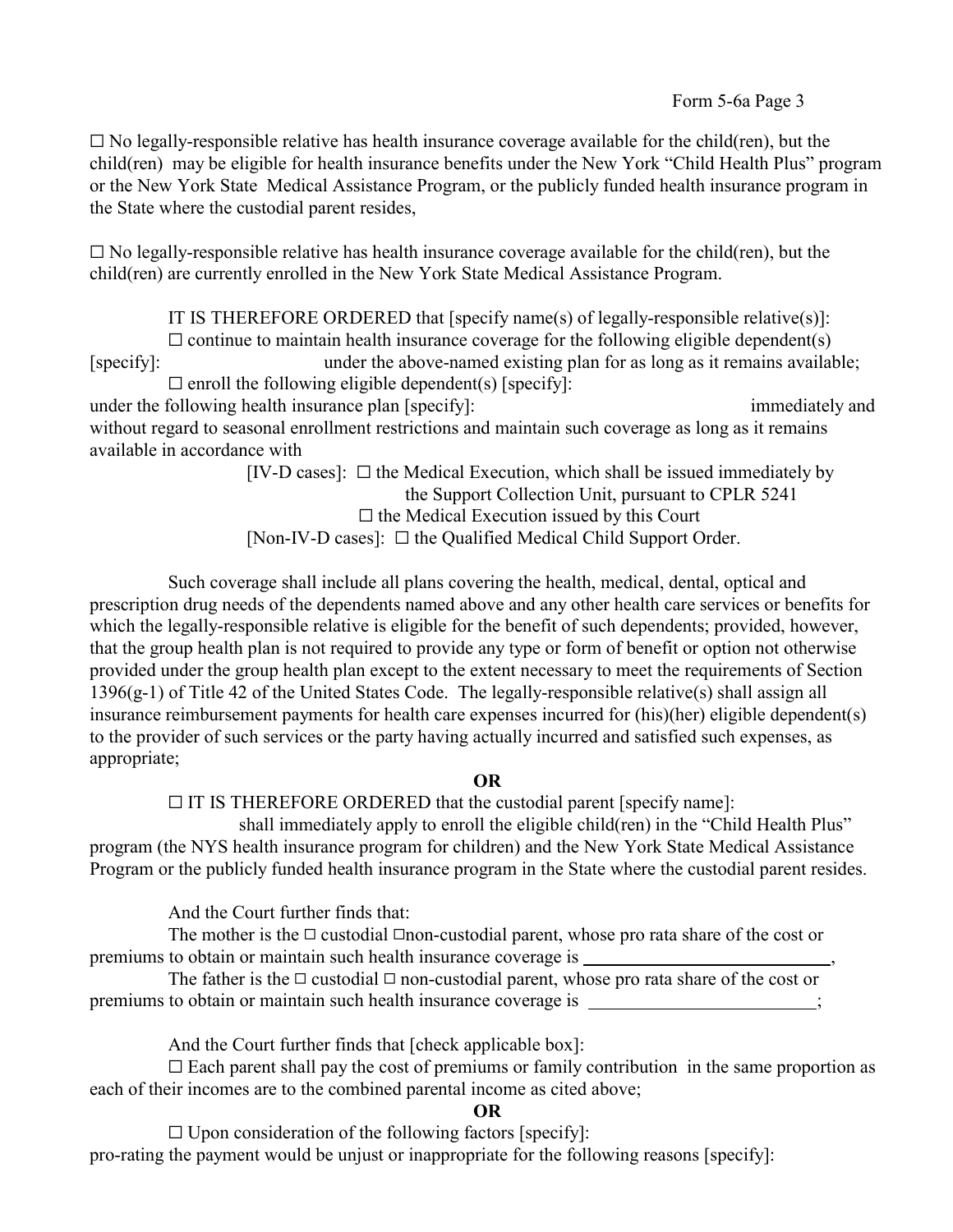☐ No legally-responsible relative has health insurance coverage available for the child(ren), but the child(ren) may be eligible for health insurance benefits under the New York "Child Health Plus" program or the New York State Medical Assistance Program, or the publicly funded health insurance program in the State where the custodial parent resides,

☐ No legally-responsible relative has health insurance coverage available for the child(ren), but the child(ren) are currently enrolled in the New York State Medical Assistance Program.

IT IS THEREFORE ORDERED that [specify name(s) of legally-responsible relative(s)]:

☐ continue to maintain health insurance coverage for the following eligible dependent(s) [specify]: under the above-named existing plan for as long as it remains available;

☐ enroll the following eligible dependent(s) [specify]:
under the following health insurance plan [specify]: immediately and without regard to seasonal enrollment restrictions and maintain such coverage as long as it remains available in accordance with

[IV-D cases]: ☐ the Medical Execution, which shall be issued immediately by the Support Collection Unit, pursuant to CPLR 5241

☐ the Medical Execution issued by this Court

[Non-IV-D cases]: ☐ the Qualified Medical Child Support Order.

Such coverage shall include all plans covering the health, medical, dental, optical and prescription drug needs of the dependents named above and any other health care services or benefits for which the legally-responsible relative is eligible for the benefit of such dependents; provided, however, that the group health plan is not required to provide any type or form of benefit or option not otherwise provided under the group health plan except to the extent necessary to meet the requirements of Section 1396(g-1) of Title 42 of the United States Code. The legally-responsible relative(s) shall assign all insurance reimbursement payments for health care expenses incurred for (his)(her) eligible dependent(s) to the provider of such services or the party having actually incurred and satisfied such expenses, as appropriate;

**OR**

☐ IT IS THEREFORE ORDERED that the custodial parent [specify name]:
shall immediately apply to enroll the eligible child(ren) in the "Child Health Plus" program (the NYS health insurance program for children) and the New York State Medical Assistance Program or the publicly funded health insurance program in the State where the custodial parent resides.

And the Court further finds that:

The mother is the ☐ custodial ☐non-custodial parent, whose pro rata share of the cost or premiums to obtain or maintain such health insurance coverage is ___________________________,

The father is the ☐ custodial ☐ non-custodial parent, whose pro rata share of the cost or premiums to obtain or maintain such health insurance coverage is _________________________;

And the Court further finds that [check applicable box]:

☐ Each parent shall pay the cost of premiums or family contribution in the same proportion as each of their incomes are to the combined parental income as cited above;

**OR**

☐ Upon consideration of the following factors [specify]:
pro-rating the payment would be unjust or inappropriate for the following reasons [specify]: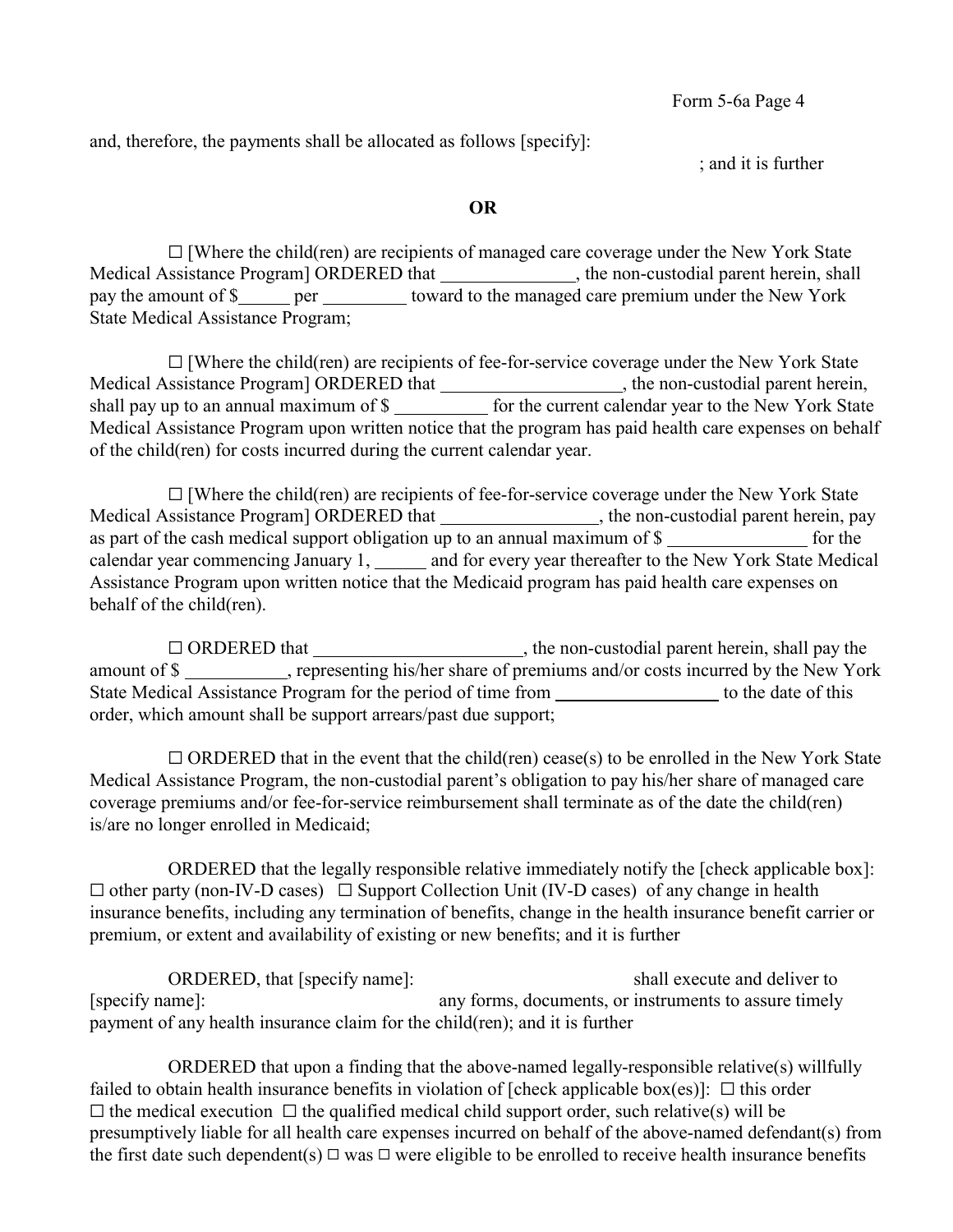and, therefore, the payments shall be allocated as follows [specify]:

; and it is further

**OR**

☐ [Where the child(ren) are recipients of managed care coverage under the New York State Medical Assistance Program] ORDERED that _______________, the non-custodial parent herein, shall pay the amount of $______ per _________ toward to the managed care premium under the New York State Medical Assistance Program;

☐ [Where the child(ren) are recipients of fee-for-service coverage under the New York State Medical Assistance Program] ORDERED that ___________________, the non-custodial parent herein, shall pay up to an annual maximum of $ __________ for the current calendar year to the New York State Medical Assistance Program upon written notice that the program has paid health care expenses on behalf of the child(ren) for costs incurred during the current calendar year.

☐ [Where the child(ren) are recipients of fee-for-service coverage under the New York State Medical Assistance Program] ORDERED that _________________, the non-custodial parent herein, pay as part of the cash medical support obligation up to an annual maximum of $ _______________ for the calendar year commencing January 1, ______ and for every year thereafter to the New York State Medical Assistance Program upon written notice that the Medicaid program has paid health care expenses on behalf of the child(ren).

☐ ORDERED that _______________________, the non-custodial parent herein, shall pay the amount of $ ___________, representing his/her share of premiums and/or costs incurred by the New York State Medical Assistance Program for the period of time from __________________ to the date of this order, which amount shall be support arrears/past due support;

☐ ORDERED that in the event that the child(ren) cease(s) to be enrolled in the New York State Medical Assistance Program, the non-custodial parent's obligation to pay his/her share of managed care coverage premiums and/or fee-for-service reimbursement shall terminate as of the date the child(ren) is/are no longer enrolled in Medicaid;

ORDERED that the legally responsible relative immediately notify the [check applicable box]: ☐ other party (non-IV-D cases) ☐ Support Collection Unit (IV-D cases) of any change in health insurance benefits, including any termination of benefits, change in the health insurance benefit carrier or premium, or extent and availability of existing or new benefits; and it is further

ORDERED, that [specify name]: shall execute and deliver to [specify name]: any forms, documents, or instruments to assure timely payment of any health insurance claim for the child(ren); and it is further

ORDERED that upon a finding that the above-named legally-responsible relative(s) willfully failed to obtain health insurance benefits in violation of [check applicable box(es)]: ☐ this order ☐ the medical execution ☐ the qualified medical child support order, such relative(s) will be presumptively liable for all health care expenses incurred on behalf of the above-named defendant(s) from the first date such dependent(s) ☐ was ☐ were eligible to be enrolled to receive health insurance benefits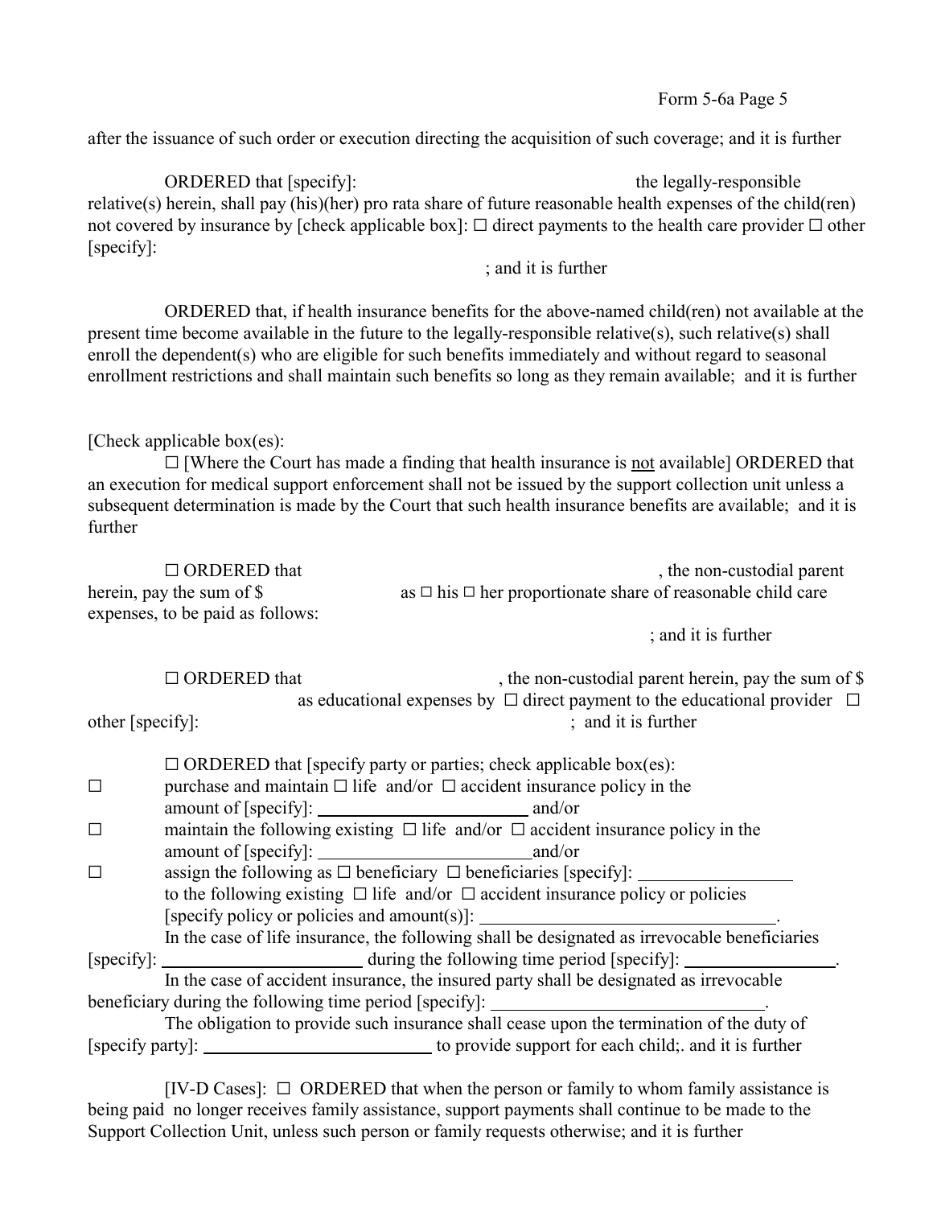after the issuance of such order or execution directing the acquisition of such coverage; and it is further

ORDERED that [specify]: the legally-responsible relative(s) herein, shall pay (his)(her) pro rata share of future reasonable health expenses of the child(ren) not covered by insurance by [check applicable box]: ☐ direct payments to the health care provider ☐ other [specify]:

; and it is further

ORDERED that, if health insurance benefits for the above-named child(ren) not available at the present time become available in the future to the legally-responsible relative(s), such relative(s) shall enroll the dependent(s) who are eligible for such benefits immediately and without regard to seasonal enrollment restrictions and shall maintain such benefits so long as they remain available; and it is further

[Check applicable box(es):

☐ [Where the Court has made a finding that health insurance is not available] ORDERED that an execution for medical support enforcement shall not be issued by the support collection unit unless a subsequent determination is made by the Court that such health insurance benefits are available; and it is further

☐ ORDERED that , the non-custodial parent herein, pay the sum of $ as ☐ his ☐ her proportionate share of reasonable child care expenses, to be paid as follows:

; and it is further

☐ ORDERED that , the non-custodial parent herein, pay the sum of $ as educational expenses by ☐ direct payment to the educational provider ☐ other [specify]: ; and it is further

☐ ORDERED that [specify party or parties; check applicable box(es):

☐ purchase and maintain ☐ life and/or ☐ accident insurance policy in the amount of [specify]: ______________________ and/or

☐ maintain the following existing ☐ life and/or ☐ accident insurance policy in the amount of [specify]: ______________________ and/or

☐ assign the following as ☐ beneficiary ☐ beneficiaries [specify]: ________________ to the following existing ☐ life and/or ☐ accident insurance policy or policies [specify policy or policies and amount(s)]: ________________________________.

In the case of life insurance, the following shall be designated as irrevocable beneficiaries [specify]: ______________________ during the following time period [specify]: ________________.

In the case of accident insurance, the insured party shall be designated as irrevocable beneficiary during the following time period [specify]: ______________________________.

The obligation to provide such insurance shall cease upon the termination of the duty of [specify party]: _________________________ to provide support for each child;. and it is further

[IV-D Cases]: ☐ ORDERED that when the person or family to whom family assistance is being paid no longer receives family assistance, support payments shall continue to be made to the Support Collection Unit, unless such person or family requests otherwise; and it is further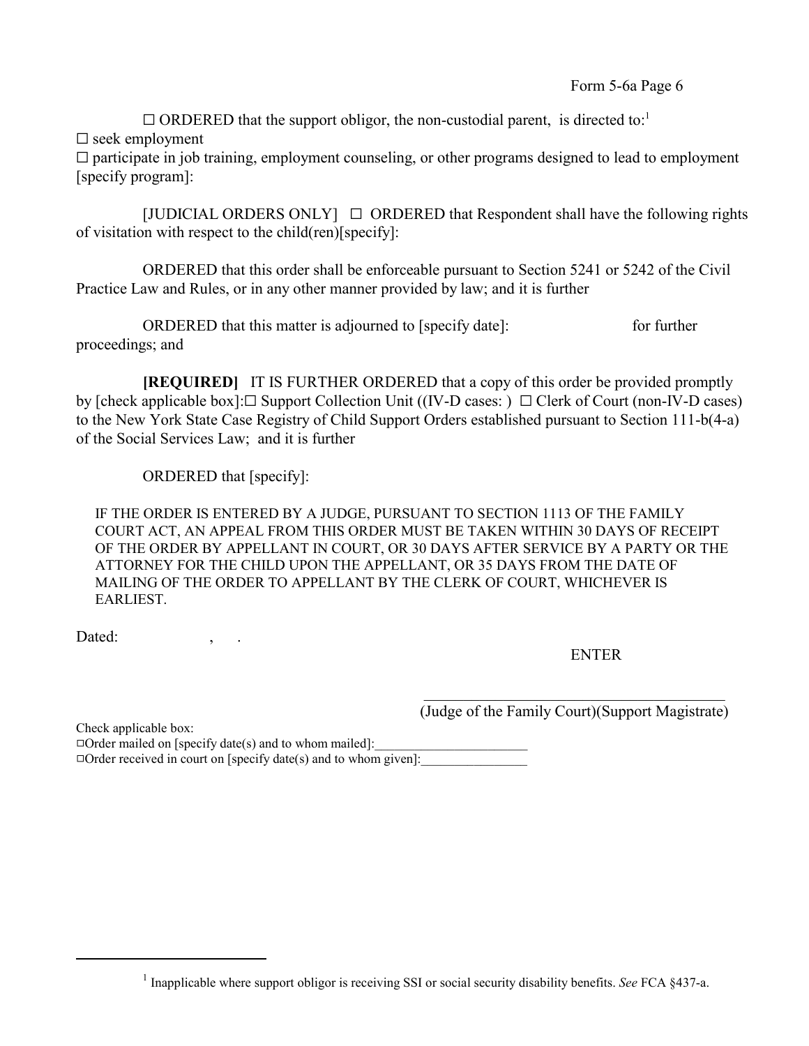☐ ORDERED that the support obligor, the non-custodial parent, is directed to:[1]

☐ seek employment

☐ participate in job training, employment counseling, or other programs designed to lead to employment [specify program]:

[JUDICIAL ORDERS ONLY] ☐ ORDERED that Respondent shall have the following rights of visitation with respect to the child(ren)[specify]:

ORDERED that this order shall be enforceable pursuant to Section 5241 or 5242 of the Civil Practice Law and Rules, or in any other manner provided by law; and it is further

ORDERED that this matter is adjourned to [specify date]: for further proceedings; and

**[REQUIRED]** IT IS FURTHER ORDERED that a copy of this order be provided promptly by [check applicable box]:☐ Support Collection Unit ((IV-D cases: ) ☐ Clerk of Court (non-IV-D cases) to the New York State Case Registry of Child Support Orders established pursuant to Section 111-b(4-a) of the Social Services Law; and it is further

ORDERED that [specify]:

IF THE ORDER IS ENTERED BY A JUDGE, PURSUANT TO SECTION 1113 OF THE FAMILY COURT ACT, AN APPEAL FROM THIS ORDER MUST BE TAKEN WITHIN 30 DAYS OF RECEIPT OF THE ORDER BY APPELLANT IN COURT, OR 30 DAYS AFTER SERVICE BY A PARTY OR THE ATTORNEY FOR THE CHILD UPON THE APPELLANT, OR 35 DAYS FROM THE DATE OF MAILING OF THE ORDER TO APPELLANT BY THE CLERK OF COURT, WHICHEVER IS EARLIEST.

Dated: , .

ENTER

\_\_\_\_\_\_\_\_\_\_\_\_\_\_\_\_\_\_\_\_\_\_\_\_\_\_\_\_\_\_\_\_\_\_\_\_\_\_\_\_

(Judge of the Family Court)(Support Magistrate)

Check applicable box:

☐Order mailed on [specify date(s) and to whom mailed]:\_\_\_\_\_\_\_\_\_\_\_\_\_\_\_\_\_\_\_\_\_\_\_

☐Order received in court on [specify date(s) and to whom given]:\_\_\_\_\_\_\_\_\_\_\_\_\_\_\_\_

[1] Inapplicable where support obligor is receiving SSI or social security disability benefits. *See* FCA §437-a.